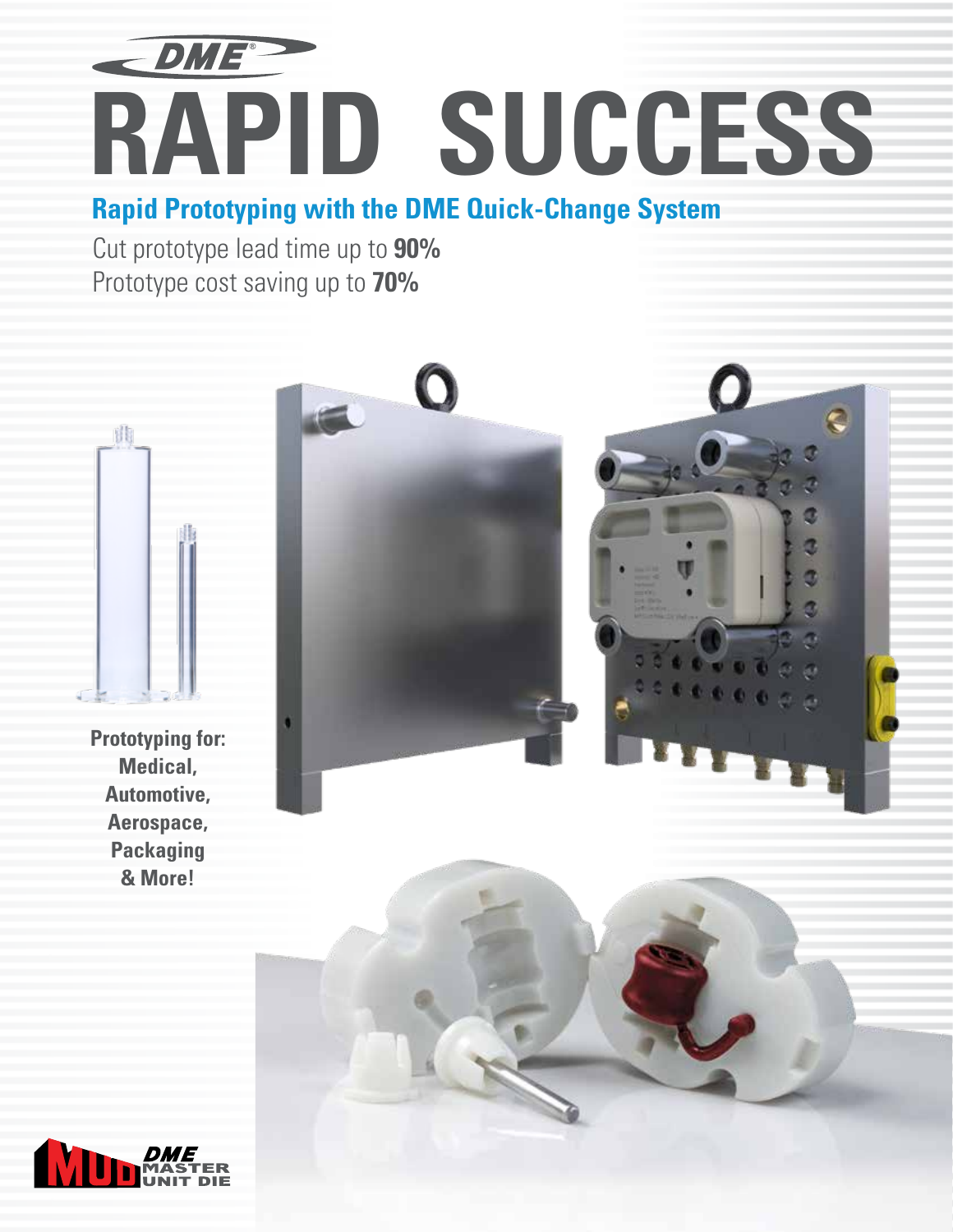DME®

# RAPID SUCCESS

## Rapid Prototyping with the DME Quick-Change System

Cut prototype lead time up to **90%**
Prototype cost saving up to **70%**

**Prototyping for:
Medical,
Automotive,
Aerospace,
Packaging
& More!**

MUD DME MASTER UNIT DIE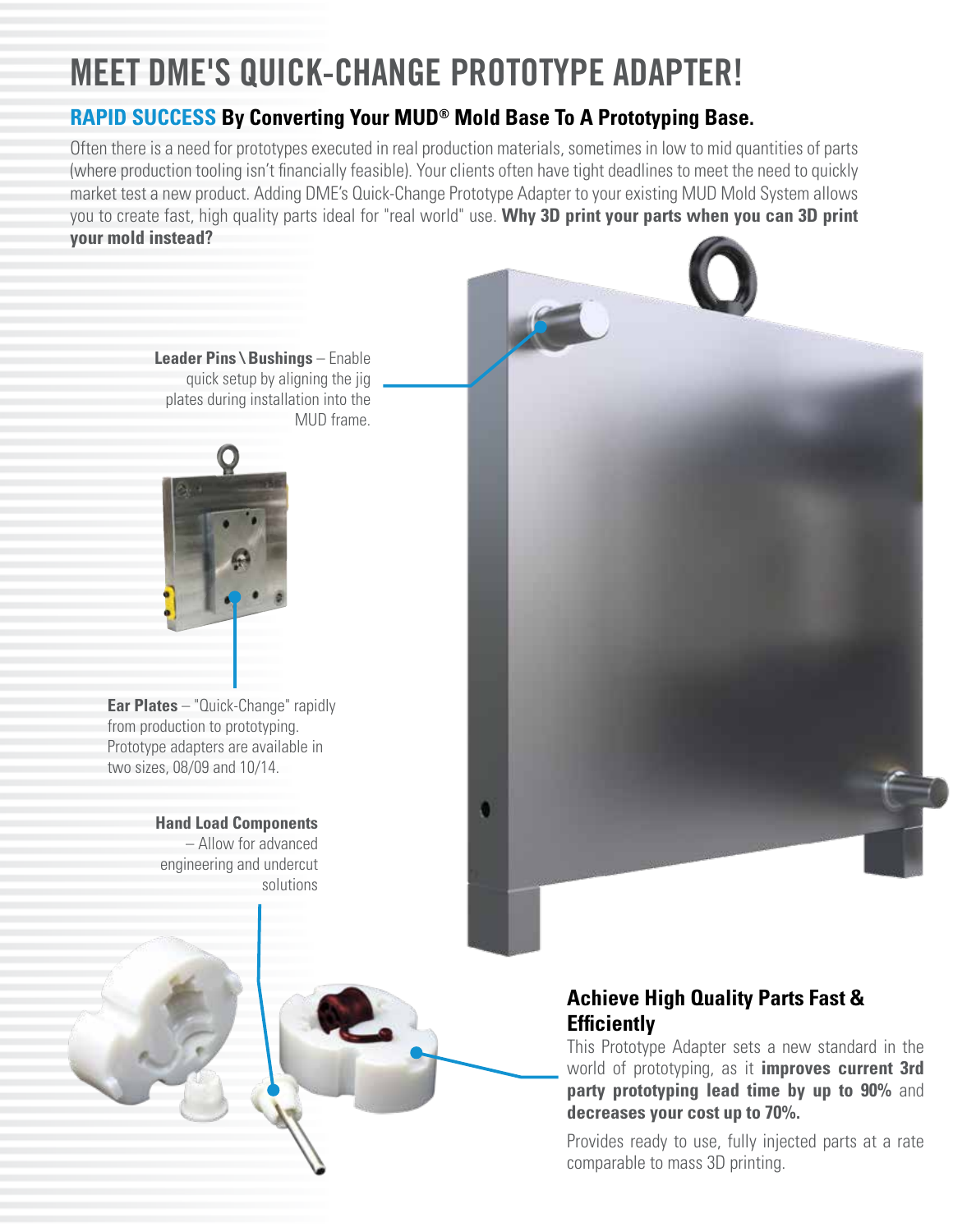# MEET DME'S QUICK-CHANGE PROTOTYPE ADAPTER!

## RAPID SUCCESS By Converting Your MUD® Mold Base To A Prototyping Base.

Often there is a need for prototypes executed in real production materials, sometimes in low to mid quantities of parts (where production tooling isn't financially feasible). Your clients often have tight deadlines to meet the need to quickly market test a new product. Adding DME's Quick-Change Prototype Adapter to your existing MUD Mold System allows you to create fast, high quality parts ideal for "real world" use. **Why 3D print your parts when you can 3D print your mold instead?**

**Leader Pins \ Bushings** – Enable quick setup by aligning the jig plates during installation into the MUD frame.

**Ear Plates** – "Quick-Change" rapidly from production to prototyping. Prototype adapters are available in two sizes, 08/09 and 10/14.

**Hand Load Components** – Allow for advanced engineering and undercut solutions

### Achieve High Quality Parts Fast & Efficiently

This Prototype Adapter sets a new standard in the world of prototyping, as it **improves current 3rd party prototyping lead time by up to 90%** and **decreases your cost up to 70%.**

Provides ready to use, fully injected parts at a rate comparable to mass 3D printing.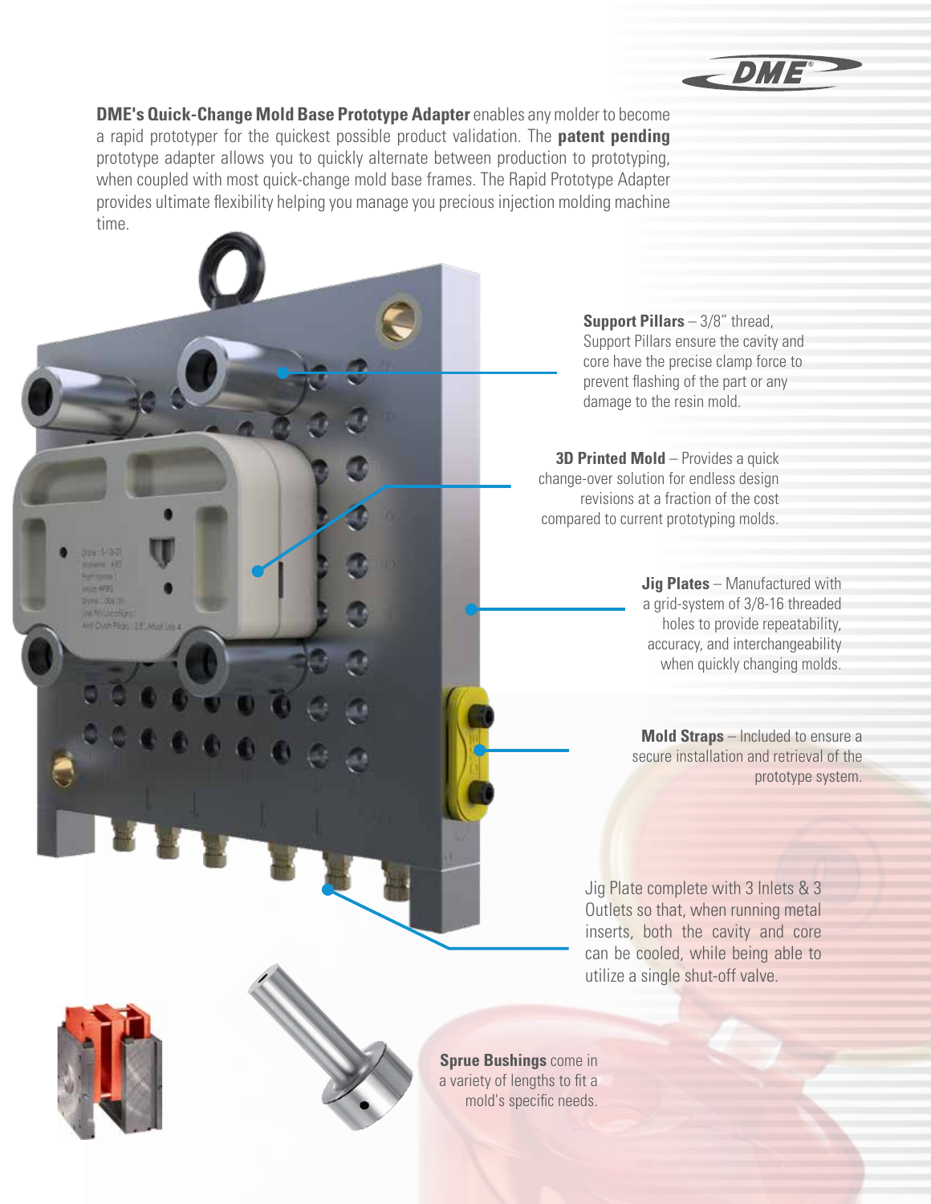**DME's Quick-Change Mold Base Prototype Adapter** enables any molder to become a rapid prototyper for the quickest possible product validation. The **patent pending** prototype adapter allows you to quickly alternate between production to prototyping, when coupled with most quick-change mold base frames. The Rapid Prototype Adapter provides ultimate flexibility helping you manage you precious injection molding machine time.

**Support Pillars** – 3/8" thread, Support Pillars ensure the cavity and core have the precise clamp force to prevent flashing of the part or any damage to the resin mold.

**3D Printed Mold** – Provides a quick change-over solution for endless design revisions at a fraction of the cost compared to current prototyping molds.

**Jig Plates** – Manufactured with a grid-system of 3/8-16 threaded holes to provide repeatability, accuracy, and interchangeability when quickly changing molds.

**Mold Straps** – Included to ensure a secure installation and retrieval of the prototype system.

Jig Plate complete with 3 Inlets & 3 Outlets so that, when running metal inserts, both the cavity and core can be cooled, while being able to utilize a single shut-off valve.

**Sprue Bushings** come in a variety of lengths to fit a mold's specific needs.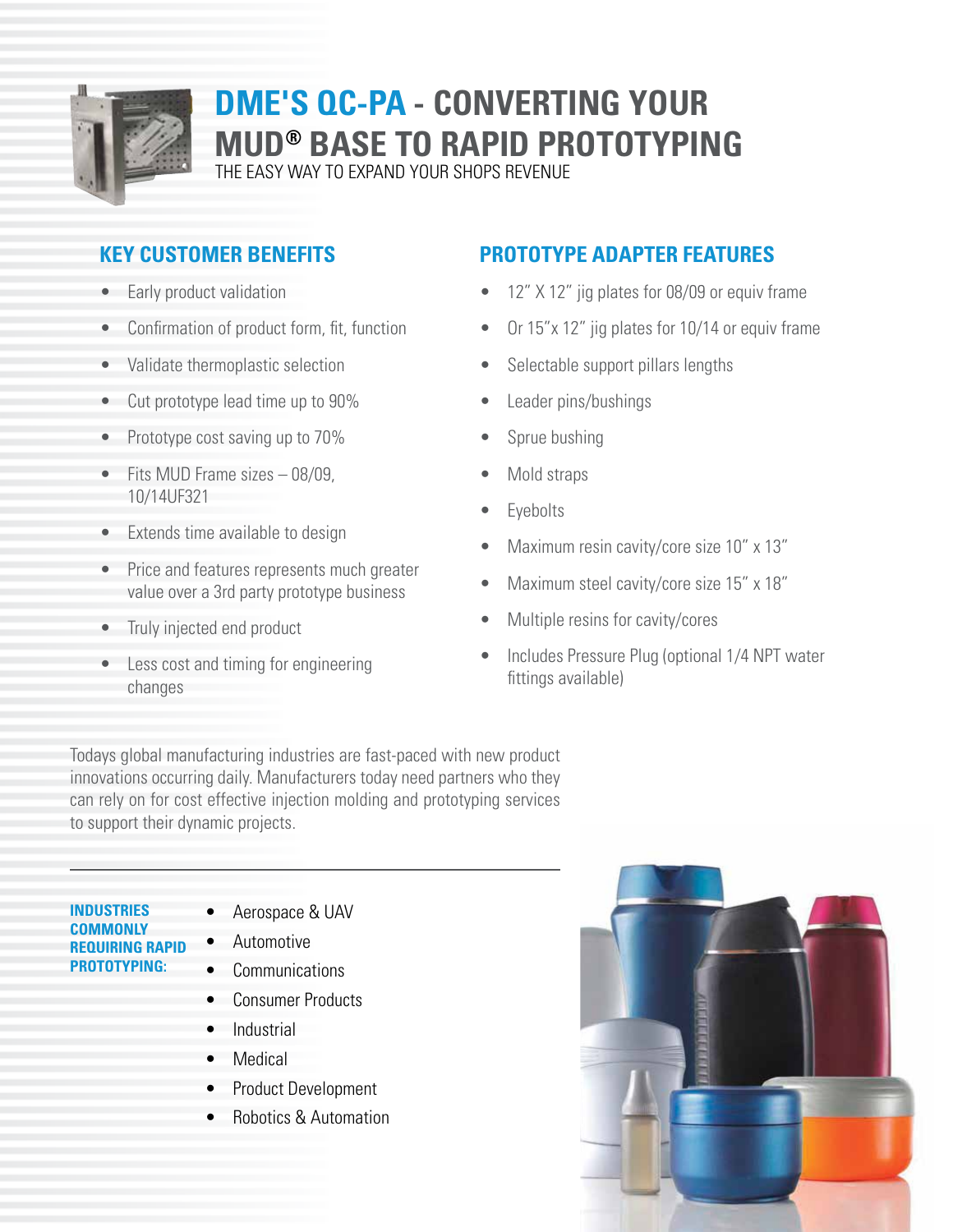# DME'S QC-PA - CONVERTING YOUR MUD® BASE TO RAPID PROTOTYPING

THE EASY WAY TO EXPAND YOUR SHOPS REVENUE

## KEY CUSTOMER BENEFITS

- Early product validation
- Confirmation of product form, fit, function
- Validate thermoplastic selection
- Cut prototype lead time up to 90%
- Prototype cost saving up to 70%
- Fits MUD Frame sizes – 08/09, 10/14UF321
- Extends time available to design
- Price and features represents much greater value over a 3rd party prototype business
- Truly injected end product
- Less cost and timing for engineering changes

## PROTOTYPE ADAPTER FEATURES

- 12" X 12" jig plates for 08/09 or equiv frame
- Or 15"x 12" jig plates for 10/14 or equiv frame
- Selectable support pillars lengths
- Leader pins/bushings
- Sprue bushing
- Mold straps
- Eyebolts
- Maximum resin cavity/core size 10" x 13"
- Maximum steel cavity/core size 15" x 18"
- Multiple resins for cavity/cores
- Includes Pressure Plug (optional 1/4 NPT water fittings available)

Todays global manufacturing industries are fast-paced with new product innovations occurring daily. Manufacturers today need partners who they can rely on for cost effective injection molding and prototyping services to support their dynamic projects.

---

**INDUSTRIES COMMONLY REQUIRING RAPID PROTOTYPING:**

- Aerospace & UAV
- Automotive
- Communications
- Consumer Products
- Industrial
- Medical
- Product Development
- Robotics & Automation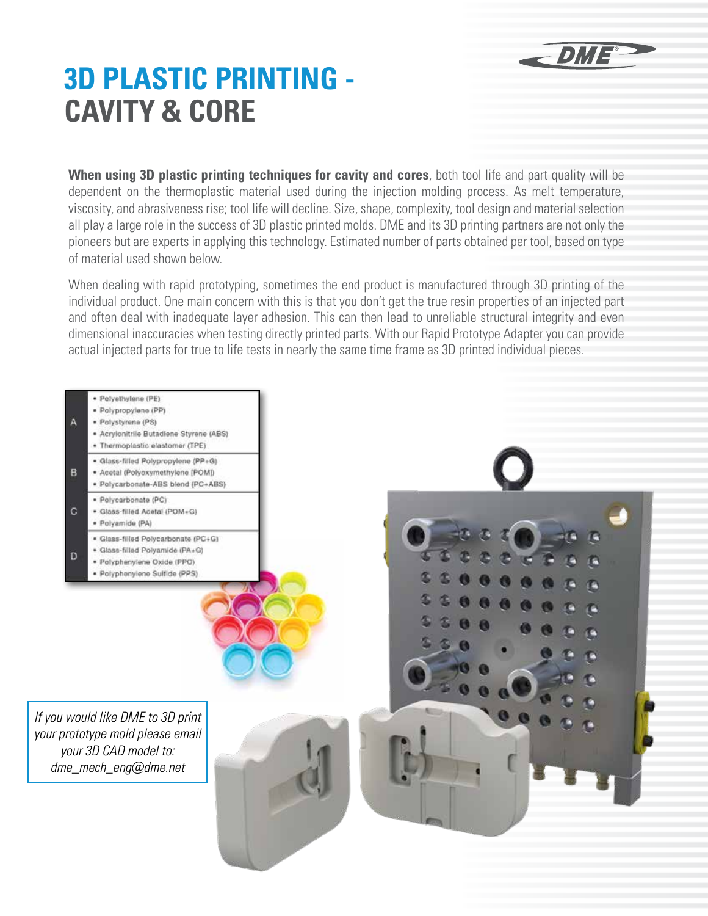# 3D PLASTIC PRINTING - CAVITY & CORE

**When using 3D plastic printing techniques for cavity and cores**, both tool life and part quality will be dependent on the thermoplastic material used during the injection molding process. As melt temperature, viscosity, and abrasiveness rise; tool life will decline. Size, shape, complexity, tool design and material selection all play a large role in the success of 3D plastic printed molds. DME and its 3D printing partners are not only the pioneers but are experts in applying this technology. Estimated number of parts obtained per tool, based on type of material used shown below.

When dealing with rapid prototyping, sometimes the end product is manufactured through 3D printing of the individual product. One main concern with this is that you don't get the true resin properties of an injected part and often deal with inadequate layer adhesion. This can then lead to unreliable structural integrity and even dimensional inaccuracies when testing directly printed parts. With our Rapid Prototype Adapter you can provide actual injected parts for true to life tests in nearly the same time frame as 3D printed individual pieces.

| | |
|---|---|
| A | • Polyethylene (PE)<br>• Polypropylene (PP)<br>• Polystyrene (PS)<br>• Acrylonitrile Butadiene Styrene (ABS)<br>• Thermoplastic elastomer (TPE) |
| B | • Glass-filled Polypropylene (PP+G)<br>• Acetal (Polyoxymethylene [POM])<br>• Polycarbonate-ABS blend (PC+ABS) |
| C | • Polycarbonate (PC)<br>• Glass-filled Acetal (POM+G)<br>• Polyamide (PA) |
| D | • Glass-filled Polycarbonate (PC+G)<br>• Glass-filled Polyamide (PA+G)<br>• Polyphenylene Oxide (PPO)<br>• Polyphenylene Sulfide (PPS) |

*If you would like DME to 3D print your prototype mold please email your 3D CAD model to: dme_mech_eng@dme.net*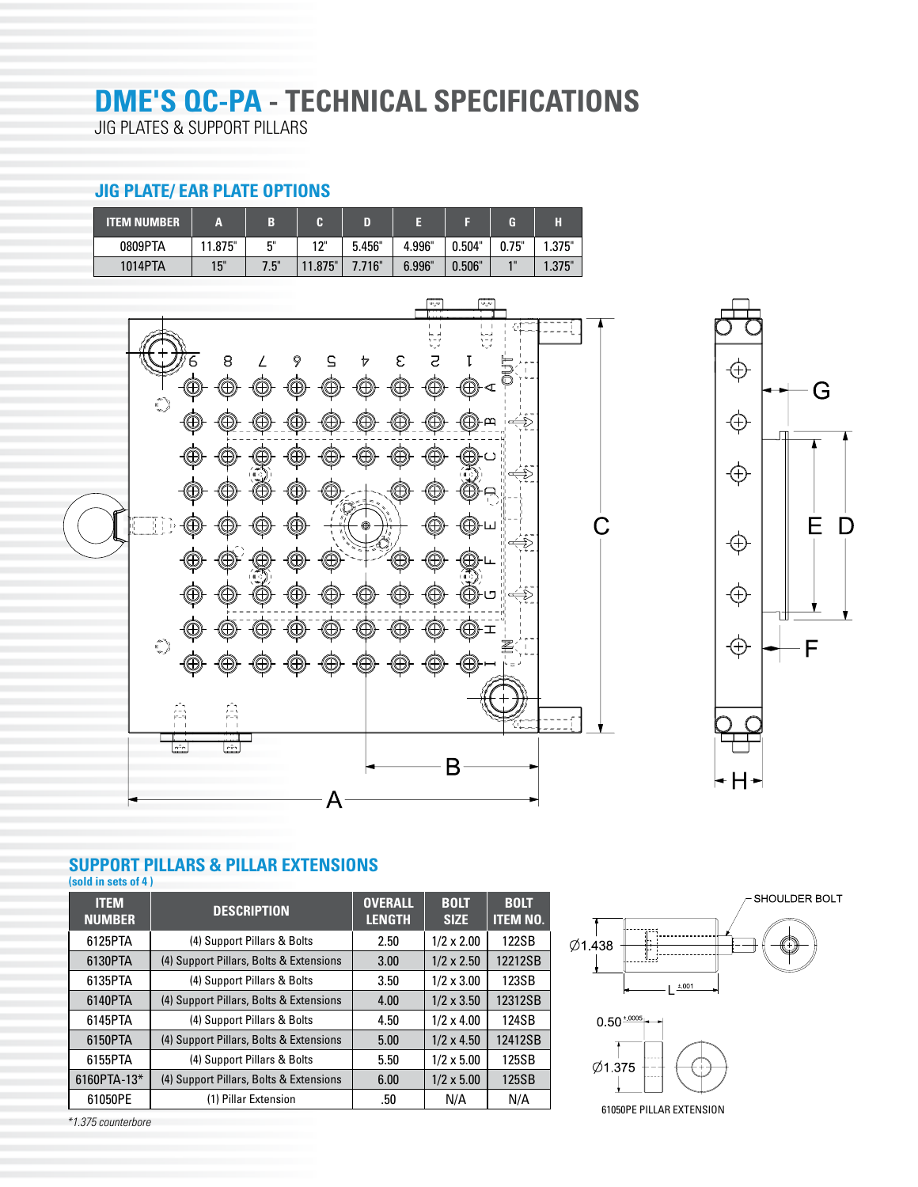# DME'S QC-PA - TECHNICAL SPECIFICATIONS

JIG PLATES & SUPPORT PILLARS

## JIG PLATE/ EAR PLATE OPTIONS

| ITEM NUMBER | A | B | C | D | E | F | G | H |
|---|---|---|---|---|---|---|---|---|
| 0809PTA | 11.875" | 5" | 12" | 5.456" | 4.996" | 0.504" | 0.75" | 1.375" |
| 1014PTA | 15" | 7.5" | 11.875" | 7.716" | 6.996" | 0.506" | 1" | 1.375" |

## SUPPORT PILLARS & PILLAR EXTENSIONS

**(sold in sets of 4 )**

| ITEM NUMBER | DESCRIPTION | OVERALL LENGTH | BOLT SIZE | BOLT ITEM NO. |
|---|---|---|---|---|
| 6125PTA | (4) Support Pillars & Bolts | 2.50 | 1/2 x 2.00 | 122SB |
| 6130PTA | (4) Support Pillars, Bolts & Extensions | 3.00 | 1/2 x 2.50 | 12212SB |
| 6135PTA | (4) Support Pillars & Bolts | 3.50 | 1/2 x 3.00 | 123SB |
| 6140PTA | (4) Support Pillars, Bolts & Extensions | 4.00 | 1/2 x 3.50 | 12312SB |
| 6145PTA | (4) Support Pillars & Bolts | 4.50 | 1/2 x 4.00 | 124SB |
| 6150PTA | (4) Support Pillars, Bolts & Extensions | 5.00 | 1/2 x 4.50 | 12412SB |
| 6155PTA | (4) Support Pillars & Bolts | 5.50 | 1/2 x 5.00 | 125SB |
| 6160PTA-13* | (4) Support Pillars, Bolts & Extensions | 6.00 | 1/2 x 5.00 | 125SB |
| 61050PE | (1) Pillar Extension | .50 | N/A | N/A |

*\*1.375 counterbore*

SHOULDER BOLT

Ø1.438

L ±.001

0.50 ±.0005

Ø1.375

61050PE PILLAR EXTENSION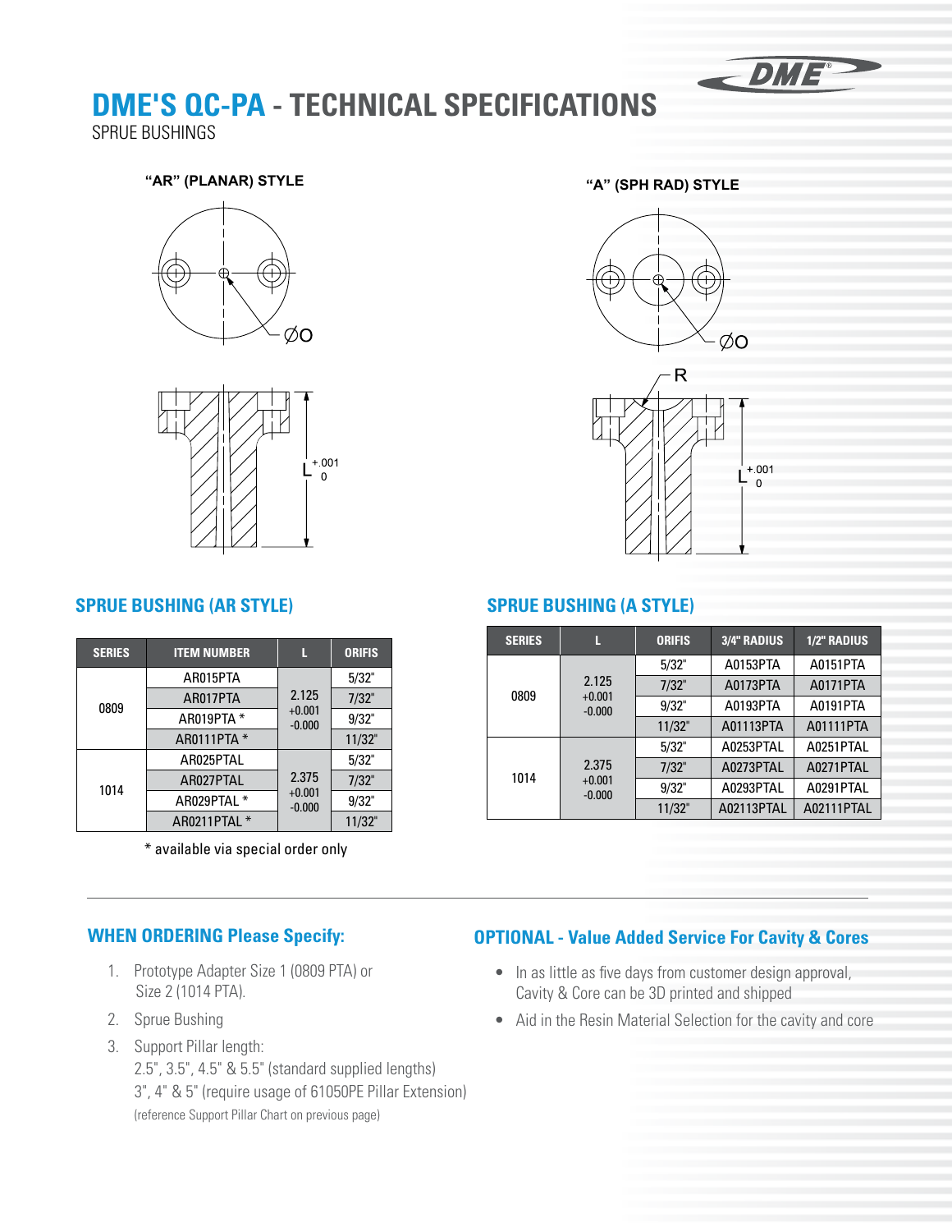# DME'S QC-PA - TECHNICAL SPECIFICATIONS

SPRUE BUSHINGS

"AR" (PLANAR) STYLE

"A" (SPH RAD) STYLE

## SPRUE BUSHING (AR STYLE)

| SERIES | ITEM NUMBER | L | ORIFIS |
|---|---|---|---|
| 0809 | AR015PTA | 2.125 +0.001 -0.000 | 5/32" |
| | AR017PTA | | 7/32" |
| | AR019PTA * | | 9/32" |
| | AR0111PTA * | | 11/32" |
| 1014 | AR025PTAL | 2.375 +0.001 -0.000 | 5/32" |
| | AR027PTAL | | 7/32" |
| | AR029PTAL * | | 9/32" |
| | AR0211PTAL * | | 11/32" |

* available via special order only

## SPRUE BUSHING (A STYLE)

| SERIES | L | ORIFIS | 3/4" RADIUS | 1/2" RADIUS |
|---|---|---|---|---|
| 0809 | 2.125 +0.001 -0.000 | 5/32" | A0153PTA | A0151PTA |
| | | 7/32" | A0173PTA | A0171PTA |
| | | 9/32" | A0193PTA | A0191PTA |
| | | 11/32" | A01113PTA | A01111PTA |
| 1014 | 2.375 +0.001 -0.000 | 5/32" | A0253PTAL | A0251PTAL |
| | | 7/32" | A0273PTAL | A0271PTAL |
| | | 9/32" | A0293PTAL | A0291PTAL |
| | | 11/32" | A02113PTAL | A02111PTAL |

## WHEN ORDERING Please Specify:

1. Prototype Adapter Size 1 (0809 PTA) or Size 2 (1014 PTA).
2. Sprue Bushing
3. Support Pillar length:
   2.5", 3.5", 4.5" & 5.5" (standard supplied lengths)
   3", 4" & 5" (require usage of 61050PE Pillar Extension)
   (reference Support Pillar Chart on previous page)

## OPTIONAL - Value Added Service For Cavity & Cores

- In as little as five days from customer design approval, Cavity & Core can be 3D printed and shipped
- Aid in the Resin Material Selection for the cavity and core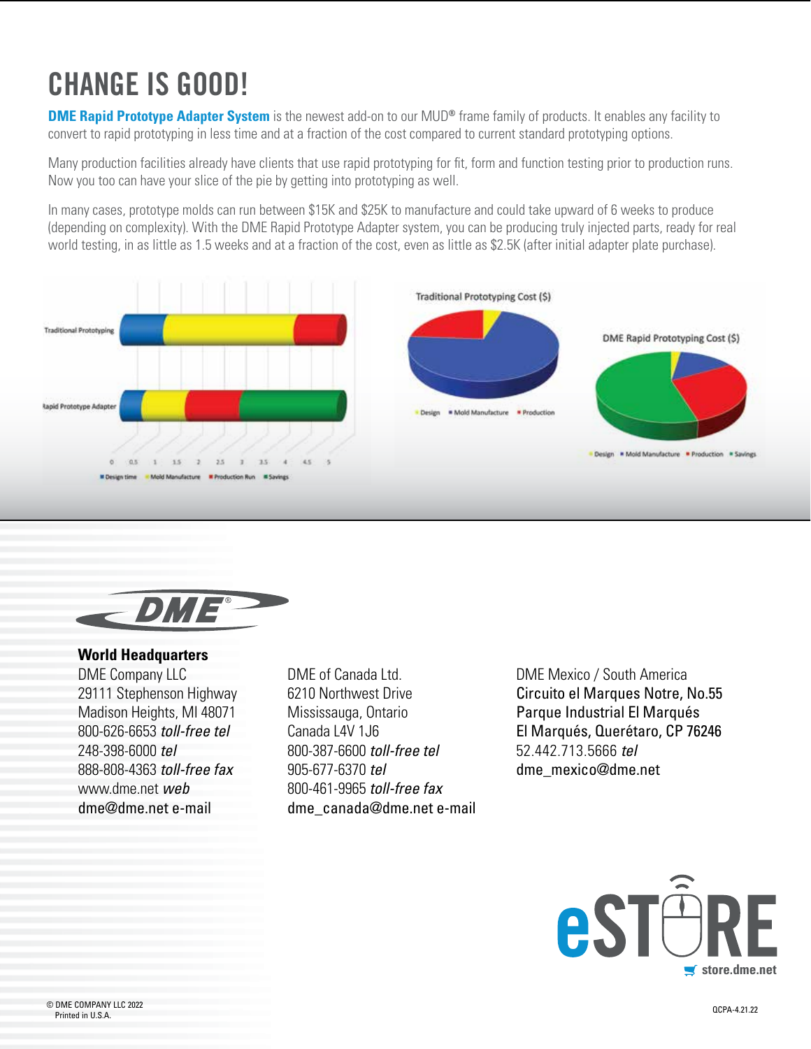# CHANGE IS GOOD!

**DME Rapid Prototype Adapter System** is the newest add-on to our MUD® frame family of products. It enables any facility to convert to rapid prototyping in less time and at a fraction of the cost compared to current standard prototyping options.

Many production facilities already have clients that use rapid prototyping for fit, form and function testing prior to production runs. Now you too can have your slice of the pie by getting into prototyping as well.

In many cases, prototype molds can run between $15K and $25K to manufacture and could take upward of 6 weeks to produce (depending on complexity). With the DME Rapid Prototype Adapter system, you can be producing truly injected parts, ready for real world testing, in as little as 1.5 weeks and at a fraction of the cost, even as little as $2.5K (after initial adapter plate purchase).

Traditional Prototyping

Rapid Prototype Adapter

0 0.5 1 1.5 2 2.5 3 3.5 4 4.5 5

Design time, Mold Manufacture, Production Run, Savings

Traditional Prototyping Cost ($)

Design, Mold Manufacture, Production

DME Rapid Prototyping Cost ($)

Design, Mold Manufacture, Production, Savings

DME®

**World Headquarters**
DME Company LLC
29111 Stephenson Highway
Madison Heights, MI 48071
800-626-6653 *toll-free tel*
248-398-6000 *tel*
888-808-4363 *toll-free fax*
www.dme.net *web*
dme@dme.net e-mail

DME of Canada Ltd.
6210 Northwest Drive
Mississauga, Ontario
Canada L4V 1J6
800-387-6600 *toll-free tel*
905-677-6370 *tel*
800-461-9965 *toll-free fax*
dme_canada@dme.net e-mail

DME Mexico / South America
Circuito el Marques Notre, No.55
Parque Industrial El Marqués
El Marqués, Querétaro, CP 76246
52.442.713.5666 *tel*
dme_mexico@dme.net

eSTORE
store.dme.net

© DME COMPANY LLC 2022
Printed in U.S.A.

QCPA-4.21.22